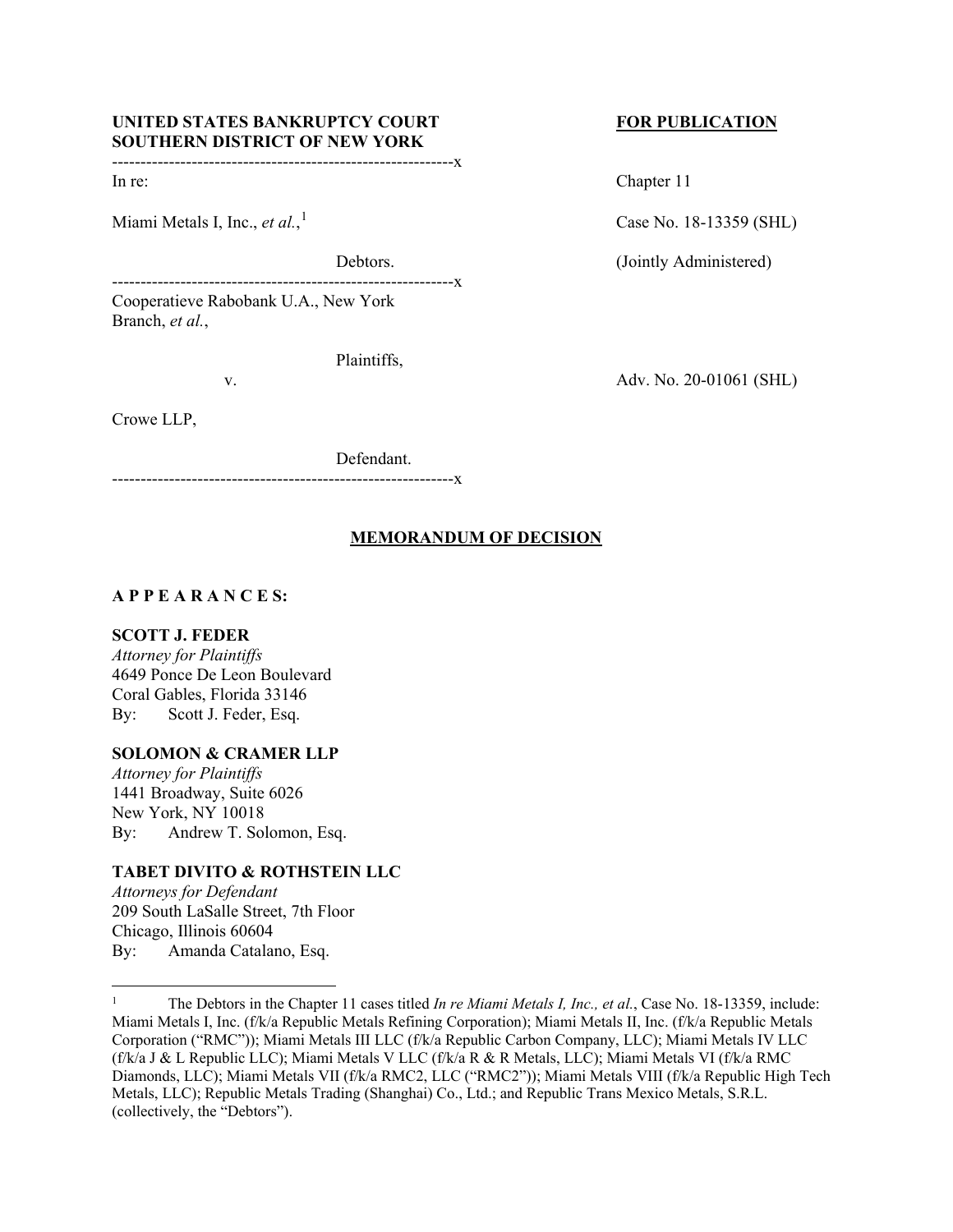**UNITED STATES BANKRUPTCY COURT**
**SOUTHERN DISTRICT OF NEW YORK**

**FOR PUBLICATION**

------------------------------------------------------------x

In re:

Miami Metals I, Inc., *et al.*,[1]

Debtors.

Chapter 11

Case No. 18-13359 (SHL)

(Jointly Administered)

------------------------------------------------------------x

Cooperatieve Rabobank U.A., New York Branch, *et al.*,

Plaintiffs,

v.

Crowe LLP,

Defendant.

Adv. No. 20-01061 (SHL)

------------------------------------------------------------x

## MEMORANDUM OF DECISION

**A P P E A R A N C E S:**

**SCOTT J. FEDER**
*Attorney for Plaintiffs*
4649 Ponce De Leon Boulevard
Coral Gables, Florida 33146
By: Scott J. Feder, Esq.

**SOLOMON & CRAMER LLP**
*Attorney for Plaintiffs*
1441 Broadway, Suite 6026
New York, NY 10018
By: Andrew T. Solomon, Esq.

**TABET DIVITO & ROTHSTEIN LLC**
*Attorneys for Defendant*
209 South LaSalle Street, 7th Floor
Chicago, Illinois 60604
By: Amanda Catalano, Esq.

---

[1] The Debtors in the Chapter 11 cases titled *In re Miami Metals I, Inc., et al.*, Case No. 18-13359, include: Miami Metals I, Inc. (f/k/a Republic Metals Refining Corporation); Miami Metals II, Inc. (f/k/a Republic Metals Corporation ("RMC")); Miami Metals III LLC (f/k/a Republic Carbon Company, LLC); Miami Metals IV LLC (f/k/a J & L Republic LLC); Miami Metals V LLC (f/k/a R & R Metals, LLC); Miami Metals VI (f/k/a RMC Diamonds, LLC); Miami Metals VII (f/k/a RMC2, LLC ("RMC2")); Miami Metals VIII (f/k/a Republic High Tech Metals, LLC); Republic Metals Trading (Shanghai) Co., Ltd.; and Republic Trans Mexico Metals, S.R.L. (collectively, the "Debtors").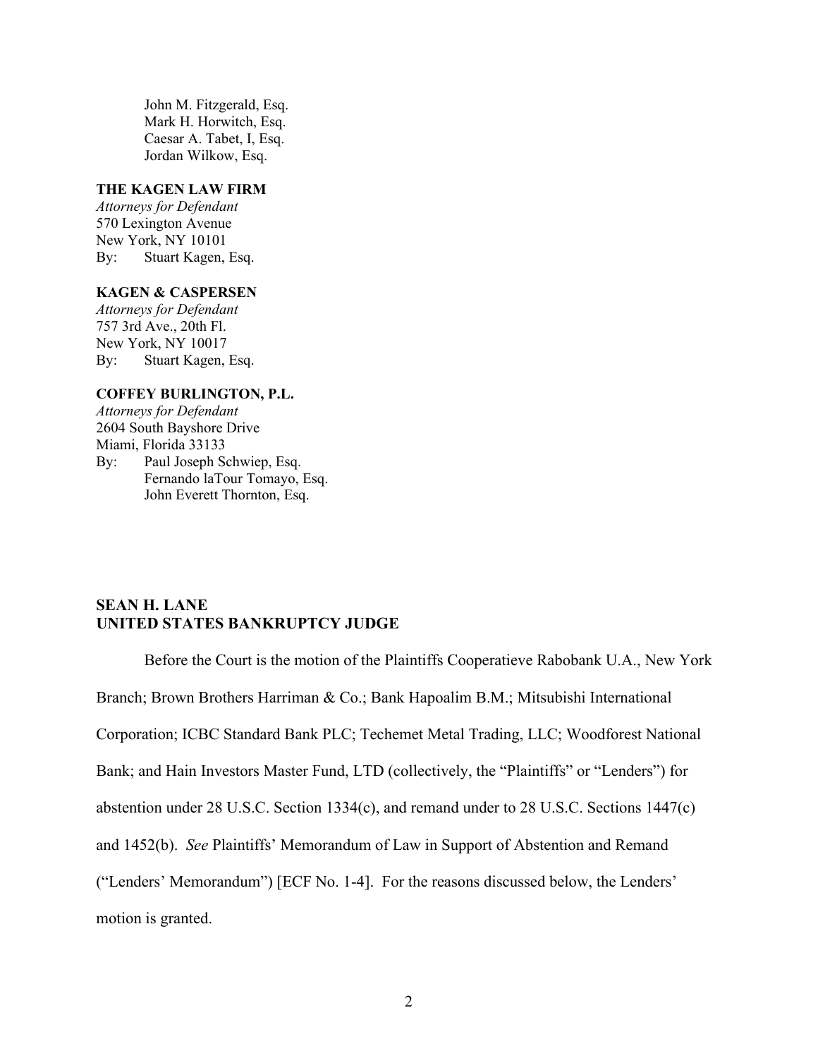John M. Fitzgerald, Esq.
Mark H. Horwitch, Esq.
Caesar A. Tabet, I, Esq.
Jordan Wilkow, Esq.

**THE KAGEN LAW FIRM**
*Attorneys for Defendant*
570 Lexington Avenue
New York, NY 10101
By: Stuart Kagen, Esq.

**KAGEN & CASPERSEN**
*Attorneys for Defendant*
757 3rd Ave., 20th Fl.
New York, NY 10017
By: Stuart Kagen, Esq.

**COFFEY BURLINGTON, P.L.**
*Attorneys for Defendant*
2604 South Bayshore Drive
Miami, Florida 33133
By: Paul Joseph Schwiep, Esq.
Fernando laTour Tomayo, Esq.
John Everett Thornton, Esq.

**SEAN H. LANE**
**UNITED STATES BANKRUPTCY JUDGE**

Before the Court is the motion of the Plaintiffs Cooperatieve Rabobank U.A., New York Branch; Brown Brothers Harriman & Co.; Bank Hapoalim B.M.; Mitsubishi International Corporation; ICBC Standard Bank PLC; Techemet Metal Trading, LLC; Woodforest National Bank; and Hain Investors Master Fund, LTD (collectively, the "Plaintiffs" or "Lenders") for abstention under 28 U.S.C. Section 1334(c), and remand under to 28 U.S.C. Sections 1447(c) and 1452(b). *See* Plaintiffs' Memorandum of Law in Support of Abstention and Remand ("Lenders' Memorandum") [ECF No. 1-4]. For the reasons discussed below, the Lenders' motion is granted.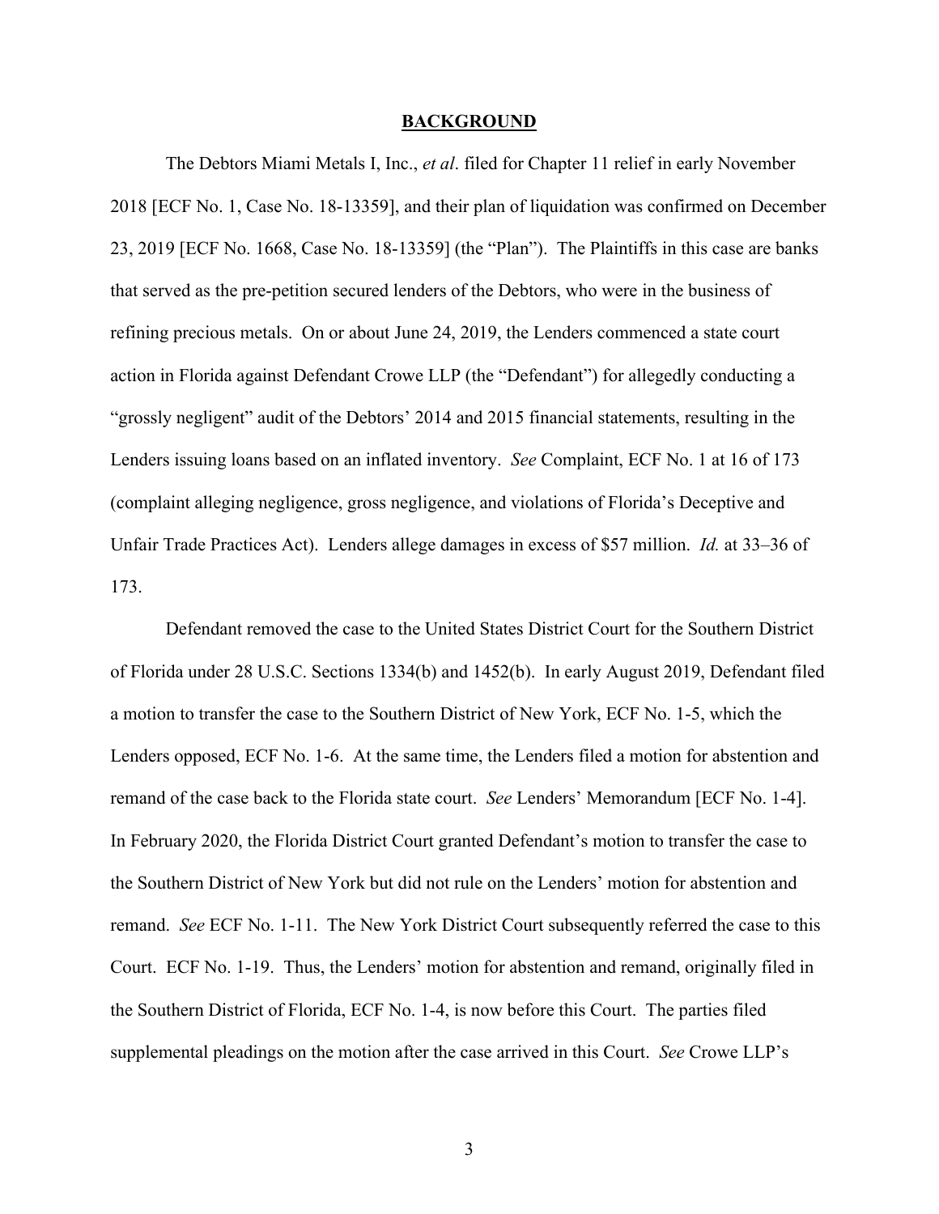## BACKGROUND

The Debtors Miami Metals I, Inc., *et al*. filed for Chapter 11 relief in early November 2018 [ECF No. 1, Case No. 18-13359], and their plan of liquidation was confirmed on December 23, 2019 [ECF No. 1668, Case No. 18-13359] (the "Plan"). The Plaintiffs in this case are banks that served as the pre-petition secured lenders of the Debtors, who were in the business of refining precious metals. On or about June 24, 2019, the Lenders commenced a state court action in Florida against Defendant Crowe LLP (the "Defendant") for allegedly conducting a "grossly negligent" audit of the Debtors' 2014 and 2015 financial statements, resulting in the Lenders issuing loans based on an inflated inventory. *See* Complaint, ECF No. 1 at 16 of 173 (complaint alleging negligence, gross negligence, and violations of Florida's Deceptive and Unfair Trade Practices Act). Lenders allege damages in excess of $57 million. *Id.* at 33–36 of 173.

Defendant removed the case to the United States District Court for the Southern District of Florida under 28 U.S.C. Sections 1334(b) and 1452(b). In early August 2019, Defendant filed a motion to transfer the case to the Southern District of New York, ECF No. 1-5, which the Lenders opposed, ECF No. 1-6. At the same time, the Lenders filed a motion for abstention and remand of the case back to the Florida state court. *See* Lenders' Memorandum [ECF No. 1-4]. In February 2020, the Florida District Court granted Defendant's motion to transfer the case to the Southern District of New York but did not rule on the Lenders' motion for abstention and remand. *See* ECF No. 1-11. The New York District Court subsequently referred the case to this Court. ECF No. 1-19. Thus, the Lenders' motion for abstention and remand, originally filed in the Southern District of Florida, ECF No. 1-4, is now before this Court. The parties filed supplemental pleadings on the motion after the case arrived in this Court. *See* Crowe LLP's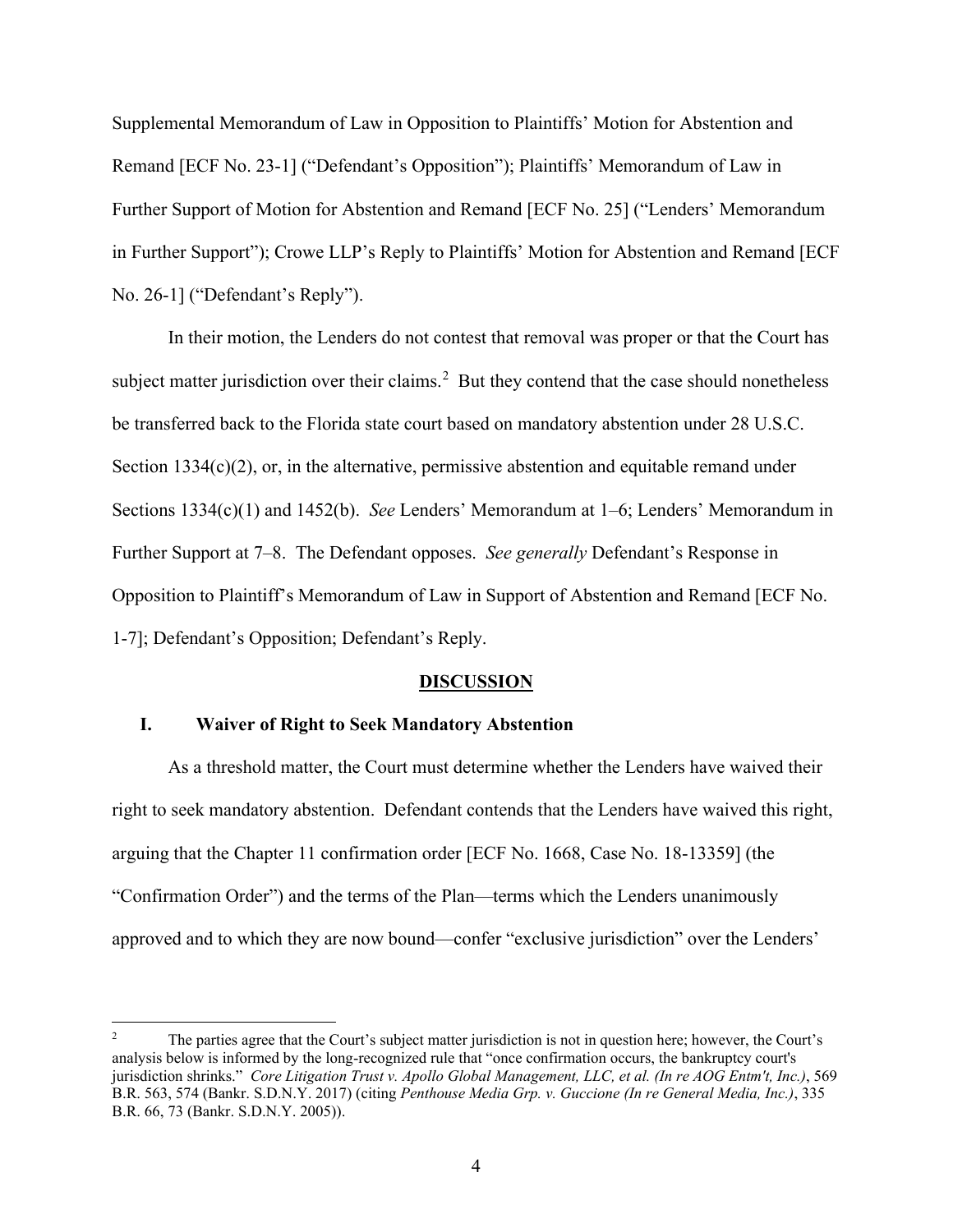Supplemental Memorandum of Law in Opposition to Plaintiffs' Motion for Abstention and Remand [ECF No. 23-1] ("Defendant's Opposition"); Plaintiffs' Memorandum of Law in Further Support of Motion for Abstention and Remand [ECF No. 25] ("Lenders' Memorandum in Further Support"); Crowe LLP's Reply to Plaintiffs' Motion for Abstention and Remand [ECF No. 26-1] ("Defendant's Reply").

In their motion, the Lenders do not contest that removal was proper or that the Court has subject matter jurisdiction over their claims.[2] But they contend that the case should nonetheless be transferred back to the Florida state court based on mandatory abstention under 28 U.S.C. Section 1334(c)(2), or, in the alternative, permissive abstention and equitable remand under Sections 1334(c)(1) and 1452(b). *See* Lenders' Memorandum at 1–6; Lenders' Memorandum in Further Support at 7–8. The Defendant opposes. *See generally* Defendant's Response in Opposition to Plaintiff's Memorandum of Law in Support of Abstention and Remand [ECF No. 1-7]; Defendant's Opposition; Defendant's Reply.

## DISCUSSION

### I. Waiver of Right to Seek Mandatory Abstention

As a threshold matter, the Court must determine whether the Lenders have waived their right to seek mandatory abstention. Defendant contends that the Lenders have waived this right, arguing that the Chapter 11 confirmation order [ECF No. 1668, Case No. 18-13359] (the "Confirmation Order") and the terms of the Plan—terms which the Lenders unanimously approved and to which they are now bound—confer "exclusive jurisdiction" over the Lenders'

---

[2] The parties agree that the Court's subject matter jurisdiction is not in question here; however, the Court's analysis below is informed by the long-recognized rule that "once confirmation occurs, the bankruptcy court's jurisdiction shrinks." *Core Litigation Trust v. Apollo Global Management, LLC, et al. (In re AOG Entm't, Inc.)*, 569 B.R. 563, 574 (Bankr. S.D.N.Y. 2017) (citing *Penthouse Media Grp. v. Guccione (In re General Media, Inc.)*, 335 B.R. 66, 73 (Bankr. S.D.N.Y. 2005)).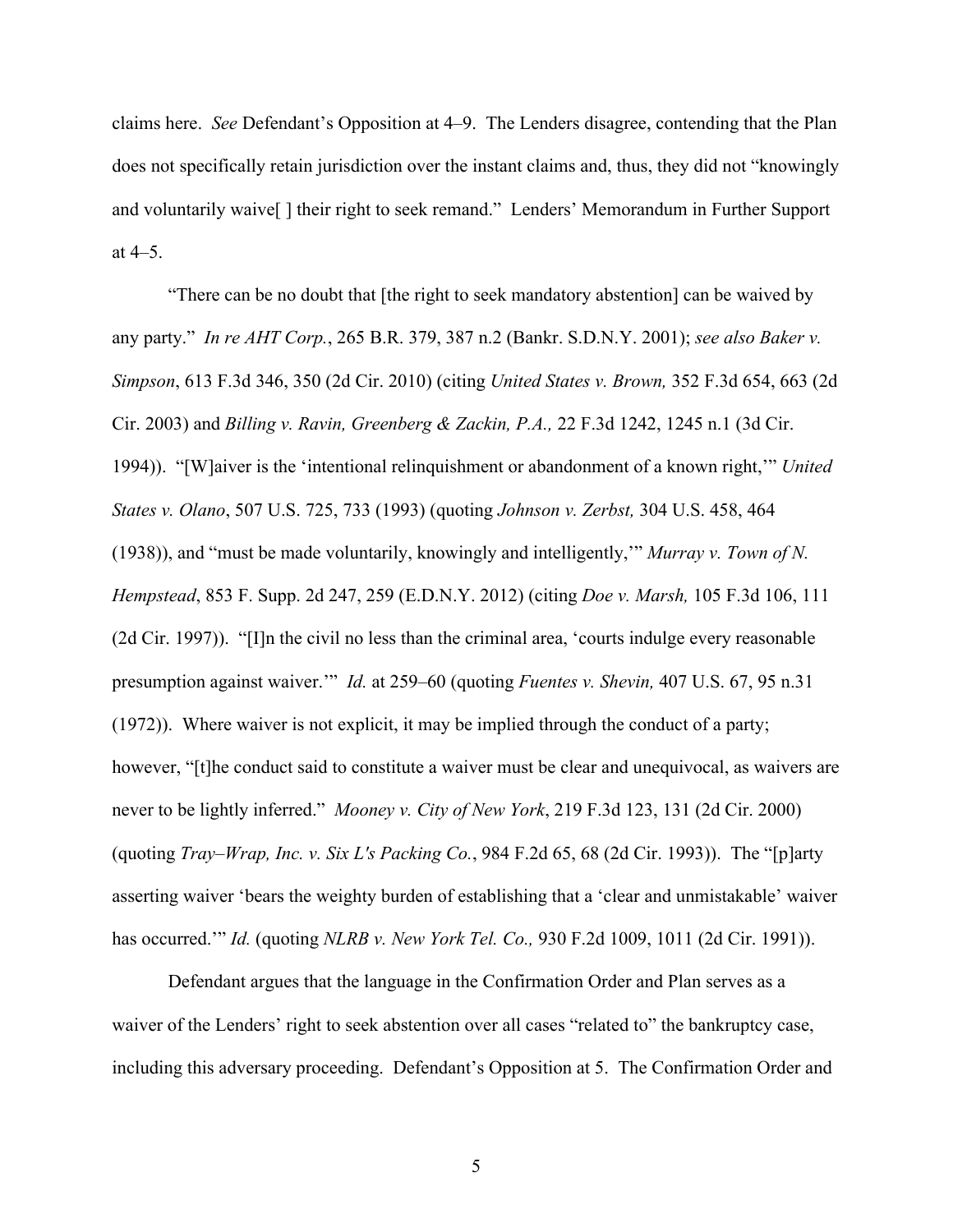claims here. *See* Defendant's Opposition at 4–9. The Lenders disagree, contending that the Plan does not specifically retain jurisdiction over the instant claims and, thus, they did not "knowingly and voluntarily waive[ ] their right to seek remand." Lenders' Memorandum in Further Support at 4–5.

"There can be no doubt that [the right to seek mandatory abstention] can be waived by any party." *In re AHT Corp.*, 265 B.R. 379, 387 n.2 (Bankr. S.D.N.Y. 2001); *see also Baker v. Simpson*, 613 F.3d 346, 350 (2d Cir. 2010) (citing *United States v. Brown,* 352 F.3d 654, 663 (2d Cir. 2003) and *Billing v. Ravin, Greenberg & Zackin, P.A.,* 22 F.3d 1242, 1245 n.1 (3d Cir. 1994)). "[W]aiver is the 'intentional relinquishment or abandonment of a known right,'" *United States v. Olano*, 507 U.S. 725, 733 (1993) (quoting *Johnson v. Zerbst,* 304 U.S. 458, 464 (1938)), and "must be made voluntarily, knowingly and intelligently,'" *Murray v. Town of N. Hempstead*, 853 F. Supp. 2d 247, 259 (E.D.N.Y. 2012) (citing *Doe v. Marsh,* 105 F.3d 106, 111 (2d Cir. 1997)). "[I]n the civil no less than the criminal area, 'courts indulge every reasonable presumption against waiver.'" *Id.* at 259–60 (quoting *Fuentes v. Shevin,* 407 U.S. 67, 95 n.31 (1972)). Where waiver is not explicit, it may be implied through the conduct of a party; however, "[t]he conduct said to constitute a waiver must be clear and unequivocal, as waivers are never to be lightly inferred." *Mooney v. City of New York*, 219 F.3d 123, 131 (2d Cir. 2000) (quoting *Tray–Wrap, Inc. v. Six L's Packing Co.*, 984 F.2d 65, 68 (2d Cir. 1993)). The "[p]arty asserting waiver 'bears the weighty burden of establishing that a 'clear and unmistakable' waiver has occurred.'" *Id.* (quoting *NLRB v. New York Tel. Co.,* 930 F.2d 1009, 1011 (2d Cir. 1991)).

Defendant argues that the language in the Confirmation Order and Plan serves as a waiver of the Lenders' right to seek abstention over all cases "related to" the bankruptcy case, including this adversary proceeding. Defendant's Opposition at 5. The Confirmation Order and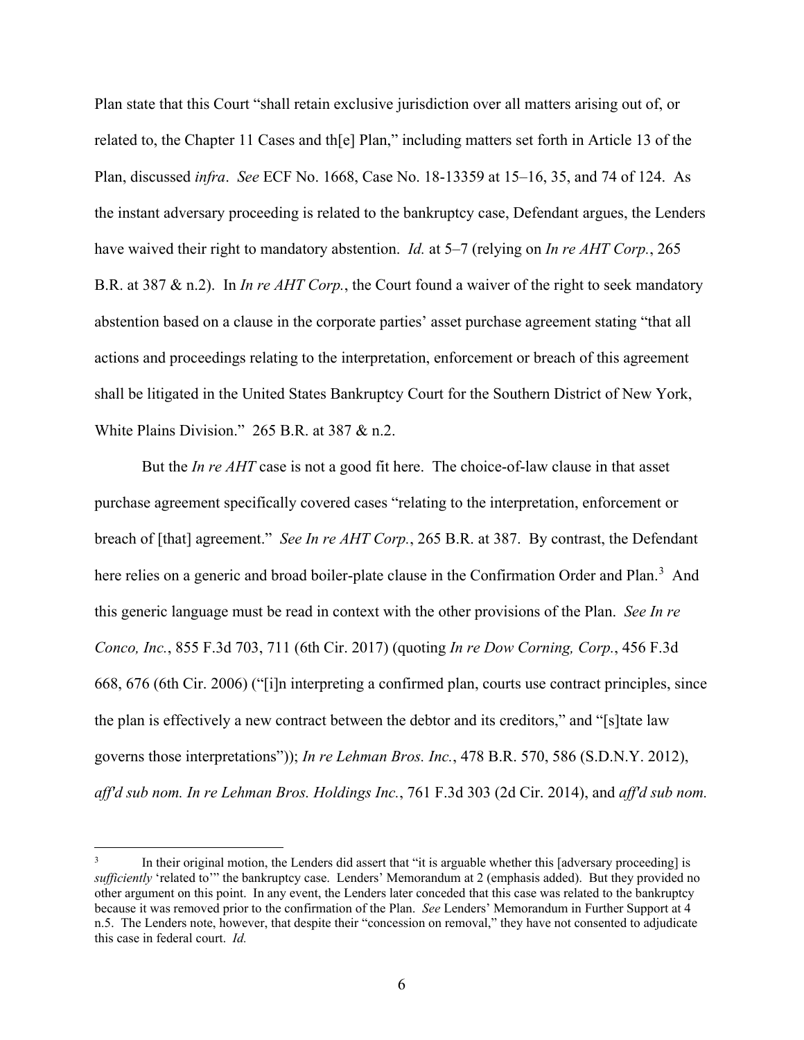Plan state that this Court "shall retain exclusive jurisdiction over all matters arising out of, or related to, the Chapter 11 Cases and th[e] Plan," including matters set forth in Article 13 of the Plan, discussed *infra*. *See* ECF No. 1668, Case No. 18-13359 at 15–16, 35, and 74 of 124. As the instant adversary proceeding is related to the bankruptcy case, Defendant argues, the Lenders have waived their right to mandatory abstention. *Id.* at 5–7 (relying on *In re AHT Corp.*, 265 B.R. at 387 & n.2). In *In re AHT Corp.*, the Court found a waiver of the right to seek mandatory abstention based on a clause in the corporate parties' asset purchase agreement stating "that all actions and proceedings relating to the interpretation, enforcement or breach of this agreement shall be litigated in the United States Bankruptcy Court for the Southern District of New York, White Plains Division." 265 B.R. at 387 & n.2.

But the *In re AHT* case is not a good fit here. The choice-of-law clause in that asset purchase agreement specifically covered cases "relating to the interpretation, enforcement or breach of [that] agreement." *See In re AHT Corp.*, 265 B.R. at 387. By contrast, the Defendant here relies on a generic and broad boiler-plate clause in the Confirmation Order and Plan.[3] And this generic language must be read in context with the other provisions of the Plan. *See In re Conco, Inc.*, 855 F.3d 703, 711 (6th Cir. 2017) (quoting *In re Dow Corning, Corp.*, 456 F.3d 668, 676 (6th Cir. 2006) ("[i]n interpreting a confirmed plan, courts use contract principles, since the plan is effectively a new contract between the debtor and its creditors," and "[s]tate law governs those interpretations")); *In re Lehman Bros. Inc.*, 478 B.R. 570, 586 (S.D.N.Y. 2012), *aff'd sub nom. In re Lehman Bros. Holdings Inc.*, 761 F.3d 303 (2d Cir. 2014), and *aff'd sub nom.*

---

[3] In their original motion, the Lenders did assert that "it is arguable whether this [adversary proceeding] is *sufficiently* 'related to'" the bankruptcy case. Lenders' Memorandum at 2 (emphasis added). But they provided no other argument on this point. In any event, the Lenders later conceded that this case was related to the bankruptcy because it was removed prior to the confirmation of the Plan. *See* Lenders' Memorandum in Further Support at 4 n.5. The Lenders note, however, that despite their "concession on removal," they have not consented to adjudicate this case in federal court. *Id.*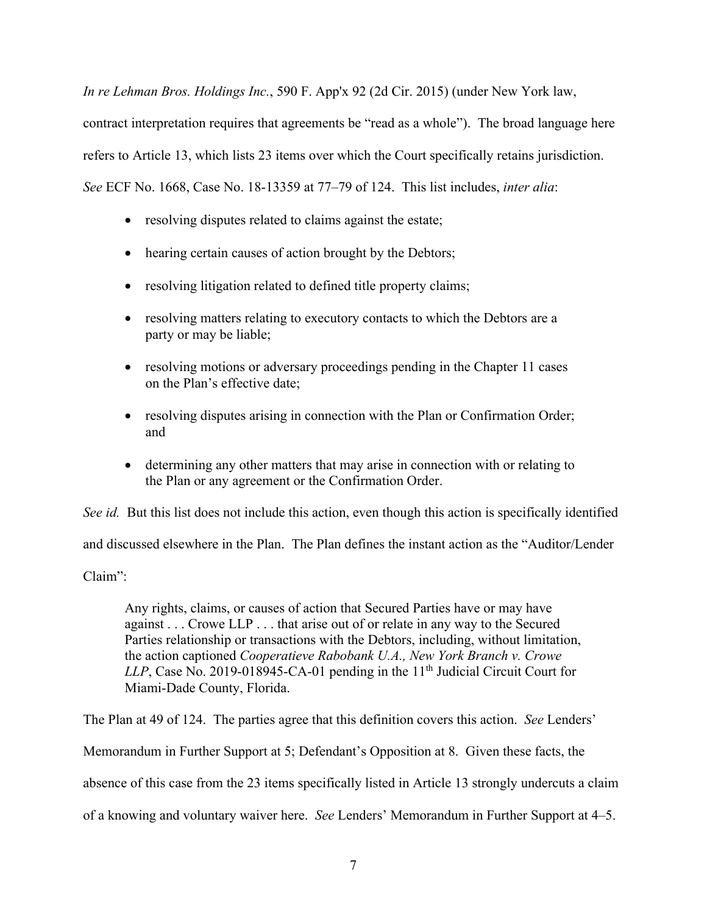*In re Lehman Bros. Holdings Inc.*, 590 F. App'x 92 (2d Cir. 2015) (under New York law, contract interpretation requires that agreements be "read as a whole"). The broad language here refers to Article 13, which lists 23 items over which the Court specifically retains jurisdiction. *See* ECF No. 1668, Case No. 18-13359 at 77–79 of 124. This list includes, *inter alia*:

- resolving disputes related to claims against the estate;
- hearing certain causes of action brought by the Debtors;
- resolving litigation related to defined title property claims;
- resolving matters relating to executory contacts to which the Debtors are a party or may be liable;
- resolving motions or adversary proceedings pending in the Chapter 11 cases on the Plan's effective date;
- resolving disputes arising in connection with the Plan or Confirmation Order; and
- determining any other matters that may arise in connection with or relating to the Plan or any agreement or the Confirmation Order.

*See id.* But this list does not include this action, even though this action is specifically identified and discussed elsewhere in the Plan. The Plan defines the instant action as the "Auditor/Lender Claim":

> Any rights, claims, or causes of action that Secured Parties have or may have against . . . Crowe LLP . . . that arise out of or relate in any way to the Secured Parties relationship or transactions with the Debtors, including, without limitation, the action captioned *Cooperatieve Rabobank U.A., New York Branch v. Crowe LLP*, Case No. 2019-018945-CA-01 pending in the 11th Judicial Circuit Court for Miami-Dade County, Florida.

The Plan at 49 of 124. The parties agree that this definition covers this action. *See* Lenders' Memorandum in Further Support at 5; Defendant's Opposition at 8. Given these facts, the absence of this case from the 23 items specifically listed in Article 13 strongly undercuts a claim of a knowing and voluntary waiver here. *See* Lenders' Memorandum in Further Support at 4–5.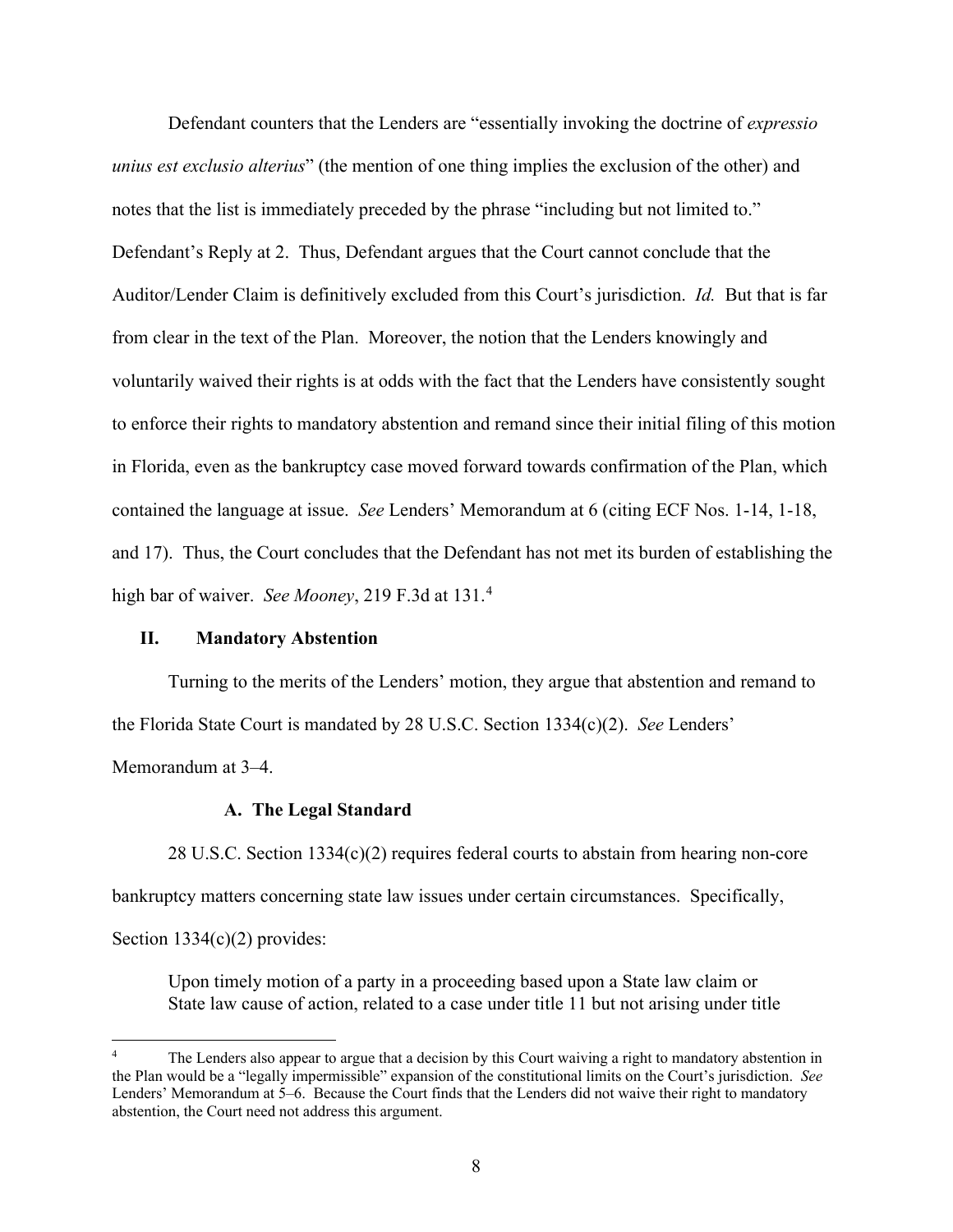Defendant counters that the Lenders are "essentially invoking the doctrine of *expressio unius est exclusio alterius*" (the mention of one thing implies the exclusion of the other) and notes that the list is immediately preceded by the phrase "including but not limited to." Defendant's Reply at 2. Thus, Defendant argues that the Court cannot conclude that the Auditor/Lender Claim is definitively excluded from this Court's jurisdiction. *Id.* But that is far from clear in the text of the Plan. Moreover, the notion that the Lenders knowingly and voluntarily waived their rights is at odds with the fact that the Lenders have consistently sought to enforce their rights to mandatory abstention and remand since their initial filing of this motion in Florida, even as the bankruptcy case moved forward towards confirmation of the Plan, which contained the language at issue. *See* Lenders' Memorandum at 6 (citing ECF Nos. 1-14, 1-18, and 17). Thus, the Court concludes that the Defendant has not met its burden of establishing the high bar of waiver. *See Mooney*, 219 F.3d at 131.[4]

## II. Mandatory Abstention

Turning to the merits of the Lenders' motion, they argue that abstention and remand to the Florida State Court is mandated by 28 U.S.C. Section 1334(c)(2). *See* Lenders' Memorandum at 3–4.

### A. The Legal Standard

28 U.S.C. Section 1334(c)(2) requires federal courts to abstain from hearing non-core bankruptcy matters concerning state law issues under certain circumstances. Specifically, Section 1334(c)(2) provides:

> Upon timely motion of a party in a proceeding based upon a State law claim or State law cause of action, related to a case under title 11 but not arising under title

---

[4] The Lenders also appear to argue that a decision by this Court waiving a right to mandatory abstention in the Plan would be a "legally impermissible" expansion of the constitutional limits on the Court's jurisdiction. *See* Lenders' Memorandum at 5–6. Because the Court finds that the Lenders did not waive their right to mandatory abstention, the Court need not address this argument.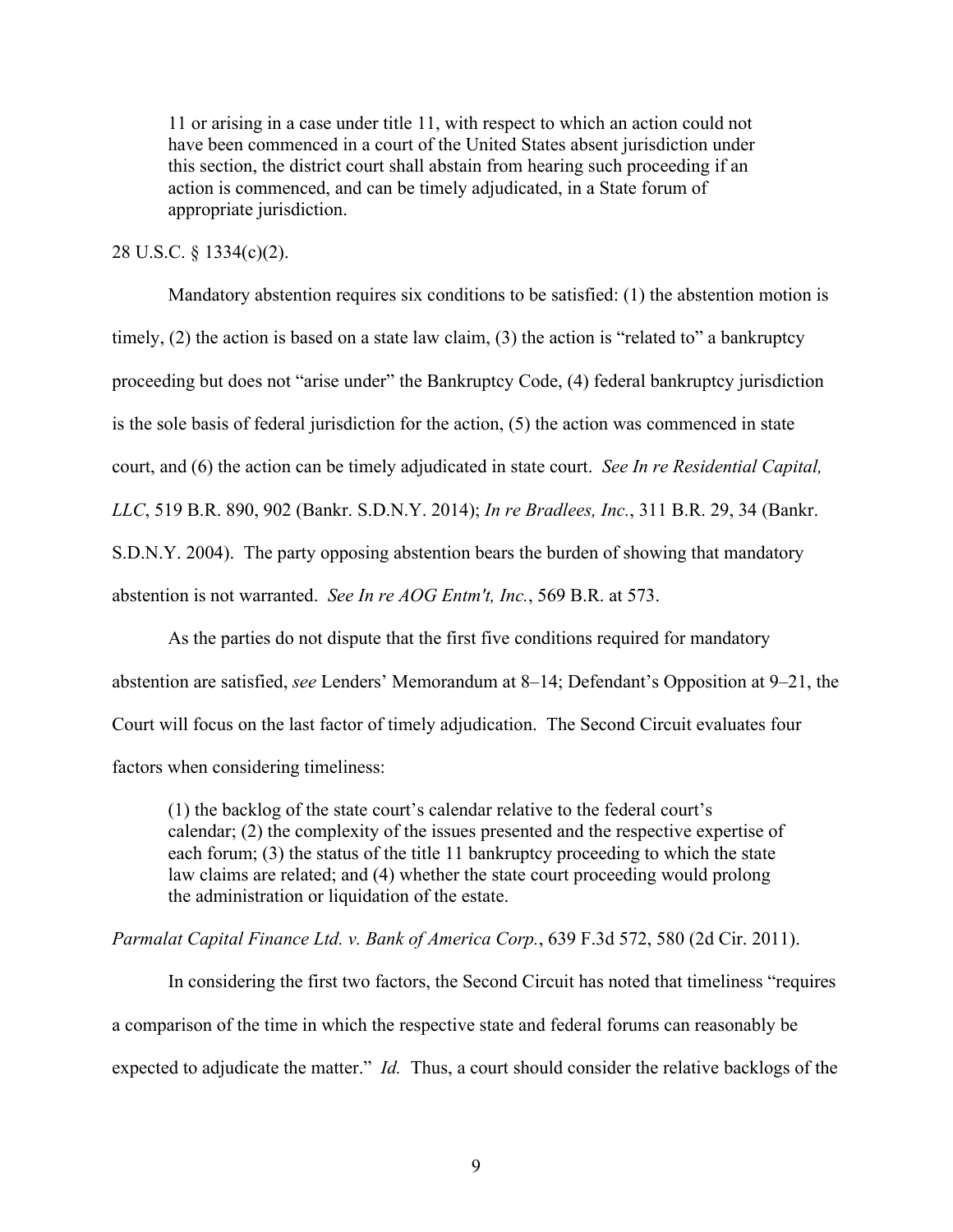> 11 or arising in a case under title 11, with respect to which an action could not have been commenced in a court of the United States absent jurisdiction under this section, the district court shall abstain from hearing such proceeding if an action is commenced, and can be timely adjudicated, in a State forum of appropriate jurisdiction.

28 U.S.C. § 1334(c)(2).

Mandatory abstention requires six conditions to be satisfied: (1) the abstention motion is timely, (2) the action is based on a state law claim, (3) the action is "related to" a bankruptcy proceeding but does not "arise under" the Bankruptcy Code, (4) federal bankruptcy jurisdiction is the sole basis of federal jurisdiction for the action, (5) the action was commenced in state court, and (6) the action can be timely adjudicated in state court. *See In re Residential Capital, LLC*, 519 B.R. 890, 902 (Bankr. S.D.N.Y. 2014); *In re Bradlees, Inc.*, 311 B.R. 29, 34 (Bankr. S.D.N.Y. 2004). The party opposing abstention bears the burden of showing that mandatory abstention is not warranted. *See In re AOG Entm't, Inc.*, 569 B.R. at 573.

As the parties do not dispute that the first five conditions required for mandatory abstention are satisfied, *see* Lenders' Memorandum at 8–14; Defendant's Opposition at 9–21, the Court will focus on the last factor of timely adjudication. The Second Circuit evaluates four factors when considering timeliness:

> (1) the backlog of the state court's calendar relative to the federal court's calendar; (2) the complexity of the issues presented and the respective expertise of each forum; (3) the status of the title 11 bankruptcy proceeding to which the state law claims are related; and (4) whether the state court proceeding would prolong the administration or liquidation of the estate.

*Parmalat Capital Finance Ltd. v. Bank of America Corp.*, 639 F.3d 572, 580 (2d Cir. 2011).

In considering the first two factors, the Second Circuit has noted that timeliness "requires a comparison of the time in which the respective state and federal forums can reasonably be expected to adjudicate the matter." *Id.* Thus, a court should consider the relative backlogs of the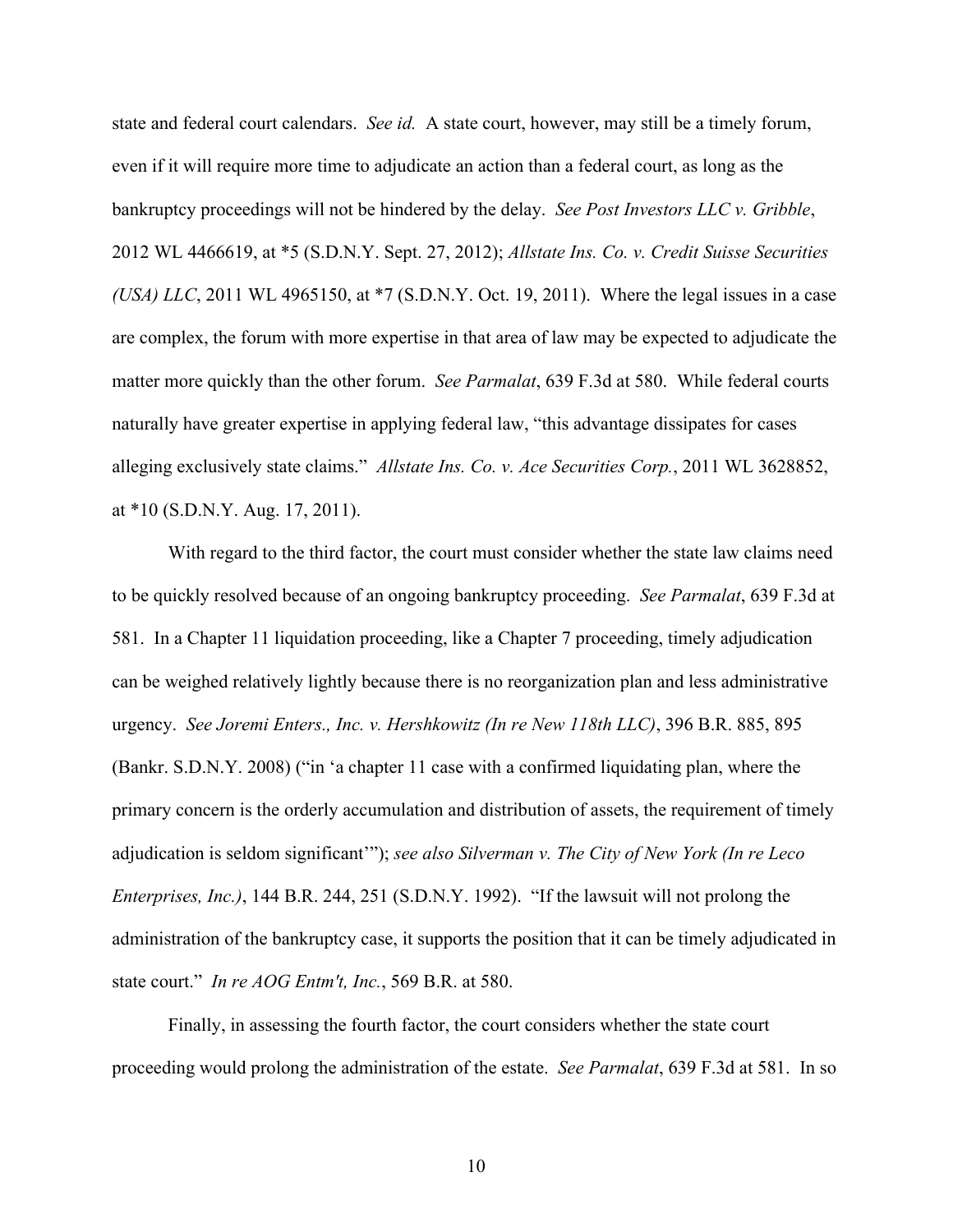state and federal court calendars. *See id.* A state court, however, may still be a timely forum, even if it will require more time to adjudicate an action than a federal court, as long as the bankruptcy proceedings will not be hindered by the delay. *See Post Investors LLC v. Gribble*, 2012 WL 4466619, at *5 (S.D.N.Y. Sept. 27, 2012); *Allstate Ins. Co. v. Credit Suisse Securities (USA) LLC*, 2011 WL 4965150, at *7 (S.D.N.Y. Oct. 19, 2011). Where the legal issues in a case are complex, the forum with more expertise in that area of law may be expected to adjudicate the matter more quickly than the other forum. *See Parmalat*, 639 F.3d at 580. While federal courts naturally have greater expertise in applying federal law, "this advantage dissipates for cases alleging exclusively state claims." *Allstate Ins. Co. v. Ace Securities Corp.*, 2011 WL 3628852, at *10 (S.D.N.Y. Aug. 17, 2011).

With regard to the third factor, the court must consider whether the state law claims need to be quickly resolved because of an ongoing bankruptcy proceeding. *See Parmalat*, 639 F.3d at 581. In a Chapter 11 liquidation proceeding, like a Chapter 7 proceeding, timely adjudication can be weighed relatively lightly because there is no reorganization plan and less administrative urgency. *See Joremi Enters., Inc. v. Hershkowitz (In re New 118th LLC)*, 396 B.R. 885, 895 (Bankr. S.D.N.Y. 2008) ("in 'a chapter 11 case with a confirmed liquidating plan, where the primary concern is the orderly accumulation and distribution of assets, the requirement of timely adjudication is seldom significant'"); *see also Silverman v. The City of New York (In re Leco Enterprises, Inc.)*, 144 B.R. 244, 251 (S.D.N.Y. 1992). "If the lawsuit will not prolong the administration of the bankruptcy case, it supports the position that it can be timely adjudicated in state court." *In re AOG Entm't, Inc.*, 569 B.R. at 580.

Finally, in assessing the fourth factor, the court considers whether the state court proceeding would prolong the administration of the estate. *See Parmalat*, 639 F.3d at 581. In so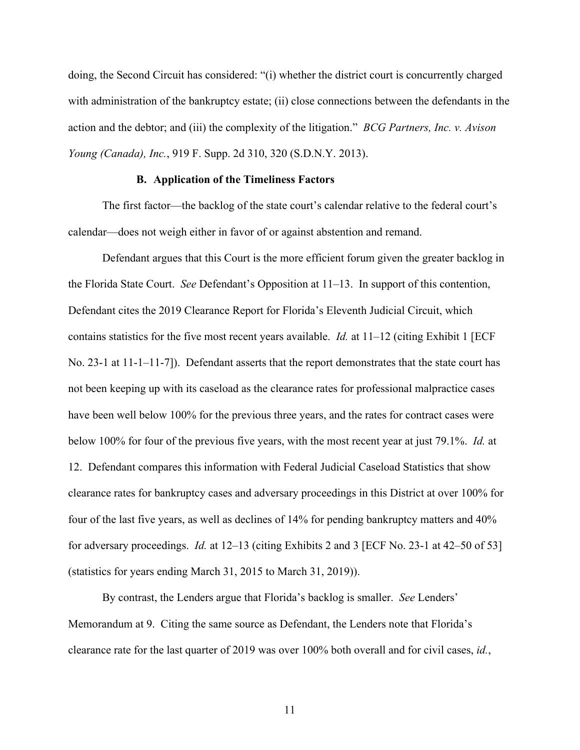doing, the Second Circuit has considered: "(i) whether the district court is concurrently charged with administration of the bankruptcy estate; (ii) close connections between the defendants in the action and the debtor; and (iii) the complexity of the litigation." *BCG Partners, Inc. v. Avison Young (Canada), Inc.*, 919 F. Supp. 2d 310, 320 (S.D.N.Y. 2013).

### B. Application of the Timeliness Factors

The first factor—the backlog of the state court's calendar relative to the federal court's calendar—does not weigh either in favor of or against abstention and remand.

Defendant argues that this Court is the more efficient forum given the greater backlog in the Florida State Court. *See* Defendant's Opposition at 11–13. In support of this contention, Defendant cites the 2019 Clearance Report for Florida's Eleventh Judicial Circuit, which contains statistics for the five most recent years available. *Id.* at 11–12 (citing Exhibit 1 [ECF No. 23-1 at 11-1–11-7]). Defendant asserts that the report demonstrates that the state court has not been keeping up with its caseload as the clearance rates for professional malpractice cases have been well below 100% for the previous three years, and the rates for contract cases were below 100% for four of the previous five years, with the most recent year at just 79.1%. *Id.* at 12. Defendant compares this information with Federal Judicial Caseload Statistics that show clearance rates for bankruptcy cases and adversary proceedings in this District at over 100% for four of the last five years, as well as declines of 14% for pending bankruptcy matters and 40% for adversary proceedings. *Id.* at 12–13 (citing Exhibits 2 and 3 [ECF No. 23-1 at 42–50 of 53] (statistics for years ending March 31, 2015 to March 31, 2019)).

By contrast, the Lenders argue that Florida's backlog is smaller. *See* Lenders' Memorandum at 9. Citing the same source as Defendant, the Lenders note that Florida's clearance rate for the last quarter of 2019 was over 100% both overall and for civil cases, *id.*,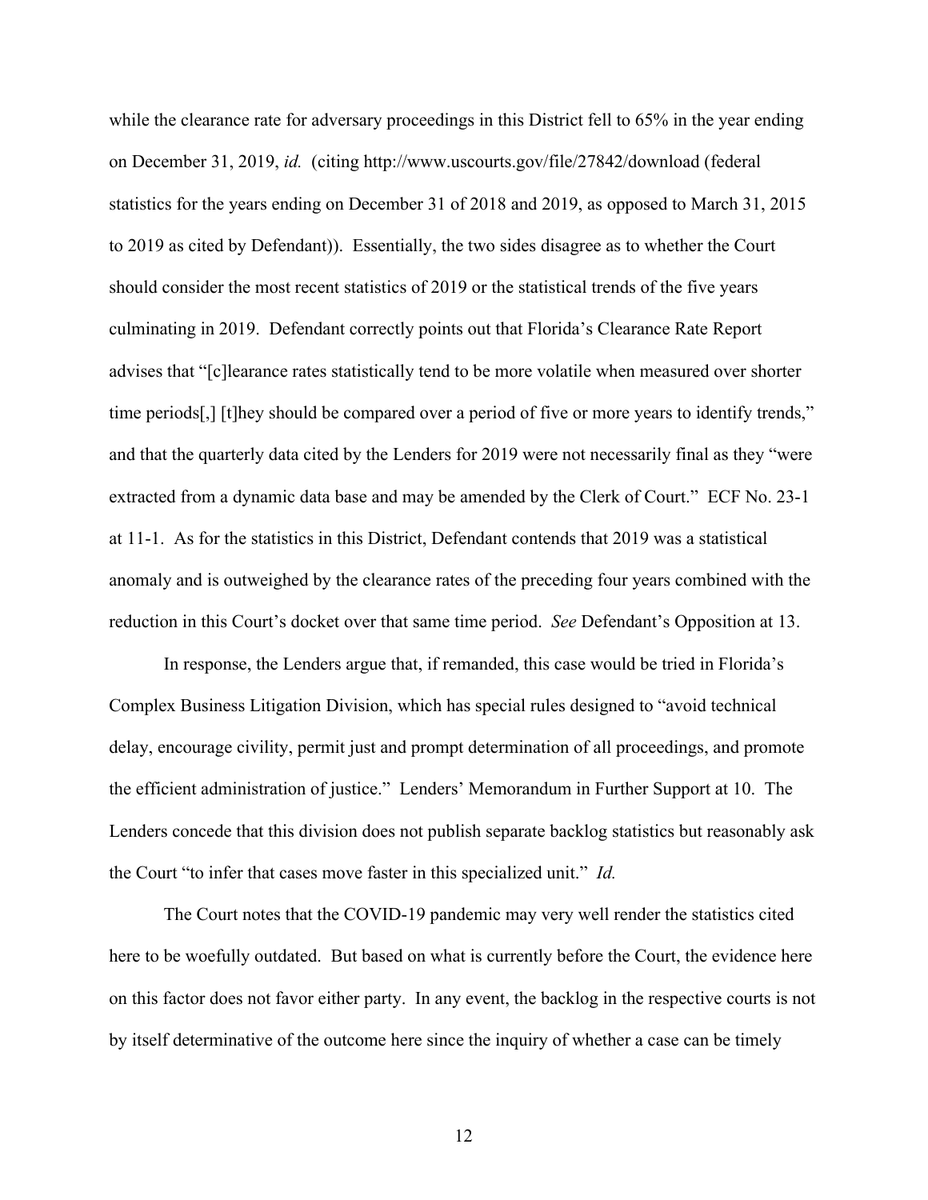while the clearance rate for adversary proceedings in this District fell to 65% in the year ending on December 31, 2019, *id.* (citing http://www.uscourts.gov/file/27842/download (federal statistics for the years ending on December 31 of 2018 and 2019, as opposed to March 31, 2015 to 2019 as cited by Defendant)). Essentially, the two sides disagree as to whether the Court should consider the most recent statistics of 2019 or the statistical trends of the five years culminating in 2019. Defendant correctly points out that Florida's Clearance Rate Report advises that "[c]learance rates statistically tend to be more volatile when measured over shorter time periods[,] [t]hey should be compared over a period of five or more years to identify trends," and that the quarterly data cited by the Lenders for 2019 were not necessarily final as they "were extracted from a dynamic data base and may be amended by the Clerk of Court." ECF No. 23-1 at 11-1. As for the statistics in this District, Defendant contends that 2019 was a statistical anomaly and is outweighed by the clearance rates of the preceding four years combined with the reduction in this Court's docket over that same time period. *See* Defendant's Opposition at 13.

In response, the Lenders argue that, if remanded, this case would be tried in Florida's Complex Business Litigation Division, which has special rules designed to "avoid technical delay, encourage civility, permit just and prompt determination of all proceedings, and promote the efficient administration of justice." Lenders' Memorandum in Further Support at 10. The Lenders concede that this division does not publish separate backlog statistics but reasonably ask the Court "to infer that cases move faster in this specialized unit." *Id.*

The Court notes that the COVID-19 pandemic may very well render the statistics cited here to be woefully outdated. But based on what is currently before the Court, the evidence here on this factor does not favor either party. In any event, the backlog in the respective courts is not by itself determinative of the outcome here since the inquiry of whether a case can be timely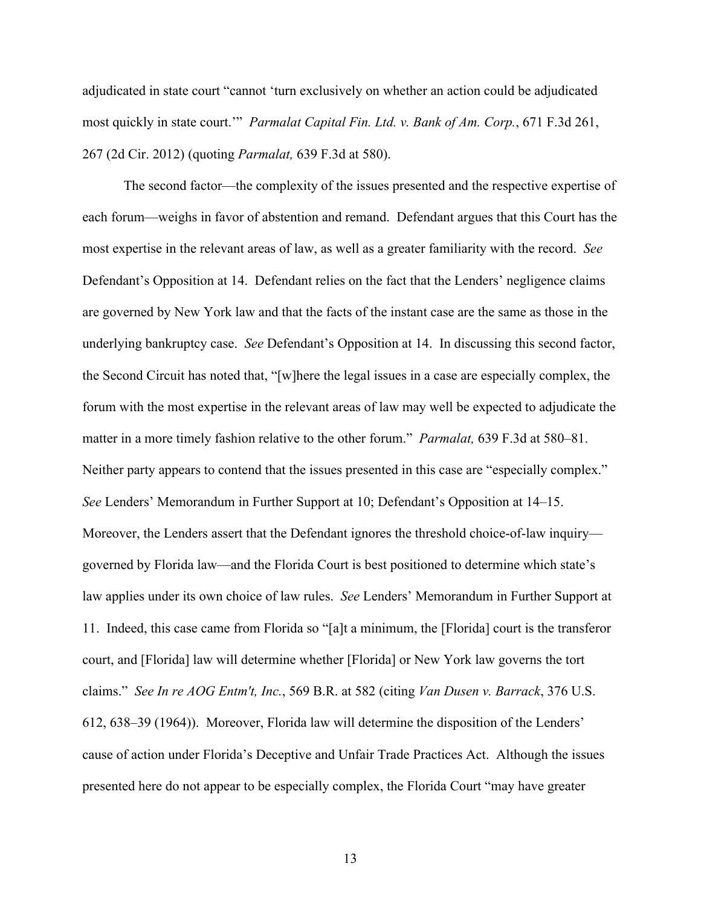adjudicated in state court "cannot 'turn exclusively on whether an action could be adjudicated most quickly in state court.'" *Parmalat Capital Fin. Ltd. v. Bank of Am. Corp.*, 671 F.3d 261, 267 (2d Cir. 2012) (quoting *Parmalat,* 639 F.3d at 580).

The second factor—the complexity of the issues presented and the respective expertise of each forum—weighs in favor of abstention and remand. Defendant argues that this Court has the most expertise in the relevant areas of law, as well as a greater familiarity with the record. *See* Defendant's Opposition at 14. Defendant relies on the fact that the Lenders' negligence claims are governed by New York law and that the facts of the instant case are the same as those in the underlying bankruptcy case. *See* Defendant's Opposition at 14. In discussing this second factor, the Second Circuit has noted that, "[w]here the legal issues in a case are especially complex, the forum with the most expertise in the relevant areas of law may well be expected to adjudicate the matter in a more timely fashion relative to the other forum." *Parmalat,* 639 F.3d at 580–81. Neither party appears to contend that the issues presented in this case are "especially complex." *See* Lenders' Memorandum in Further Support at 10; Defendant's Opposition at 14–15. Moreover, the Lenders assert that the Defendant ignores the threshold choice-of-law inquiry—governed by Florida law—and the Florida Court is best positioned to determine which state's law applies under its own choice of law rules. *See* Lenders' Memorandum in Further Support at 11. Indeed, this case came from Florida so "[a]t a minimum, the [Florida] court is the transferor court, and [Florida] law will determine whether [Florida] or New York law governs the tort claims." *See In re AOG Entm't, Inc.*, 569 B.R. at 582 (citing *Van Dusen v. Barrack*, 376 U.S. 612, 638–39 (1964)). Moreover, Florida law will determine the disposition of the Lenders' cause of action under Florida's Deceptive and Unfair Trade Practices Act. Although the issues presented here do not appear to be especially complex, the Florida Court "may have greater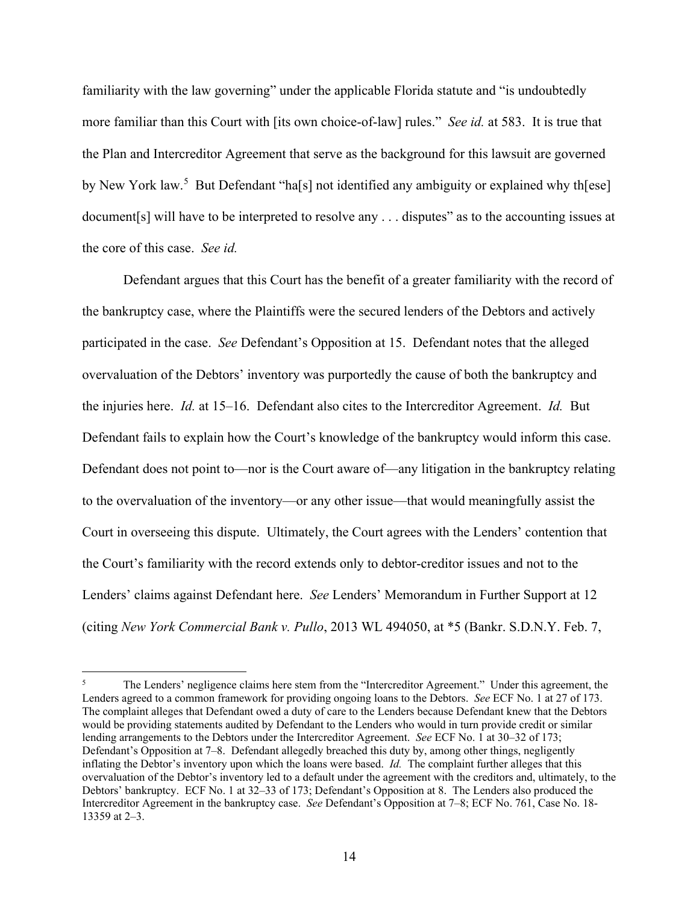familiarity with the law governing" under the applicable Florida statute and "is undoubtedly more familiar than this Court with [its own choice-of-law] rules." *See id.* at 583. It is true that the Plan and Intercreditor Agreement that serve as the background for this lawsuit are governed by New York law.[5] But Defendant "ha[s] not identified any ambiguity or explained why th[ese] document[s] will have to be interpreted to resolve any . . . disputes" as to the accounting issues at the core of this case. *See id.*

Defendant argues that this Court has the benefit of a greater familiarity with the record of the bankruptcy case, where the Plaintiffs were the secured lenders of the Debtors and actively participated in the case. *See* Defendant's Opposition at 15. Defendant notes that the alleged overvaluation of the Debtors' inventory was purportedly the cause of both the bankruptcy and the injuries here. *Id.* at 15–16. Defendant also cites to the Intercreditor Agreement. *Id.* But Defendant fails to explain how the Court's knowledge of the bankruptcy would inform this case. Defendant does not point to—nor is the Court aware of—any litigation in the bankruptcy relating to the overvaluation of the inventory—or any other issue—that would meaningfully assist the Court in overseeing this dispute. Ultimately, the Court agrees with the Lenders' contention that the Court's familiarity with the record extends only to debtor-creditor issues and not to the Lenders' claims against Defendant here. *See* Lenders' Memorandum in Further Support at 12 (citing *New York Commercial Bank v. Pullo*, 2013 WL 494050, at *5 (Bankr. S.D.N.Y. Feb. 7,

---

[5] The Lenders' negligence claims here stem from the "Intercreditor Agreement." Under this agreement, the Lenders agreed to a common framework for providing ongoing loans to the Debtors. *See* ECF No. 1 at 27 of 173. The complaint alleges that Defendant owed a duty of care to the Lenders because Defendant knew that the Debtors would be providing statements audited by Defendant to the Lenders who would in turn provide credit or similar lending arrangements to the Debtors under the Intercreditor Agreement. *See* ECF No. 1 at 30–32 of 173; Defendant's Opposition at 7–8. Defendant allegedly breached this duty by, among other things, negligently inflating the Debtor's inventory upon which the loans were based. *Id.* The complaint further alleges that this overvaluation of the Debtor's inventory led to a default under the agreement with the creditors and, ultimately, to the Debtors' bankruptcy. ECF No. 1 at 32–33 of 173; Defendant's Opposition at 8. The Lenders also produced the Intercreditor Agreement in the bankruptcy case. *See* Defendant's Opposition at 7–8; ECF No. 761, Case No. 18-13359 at 2–3.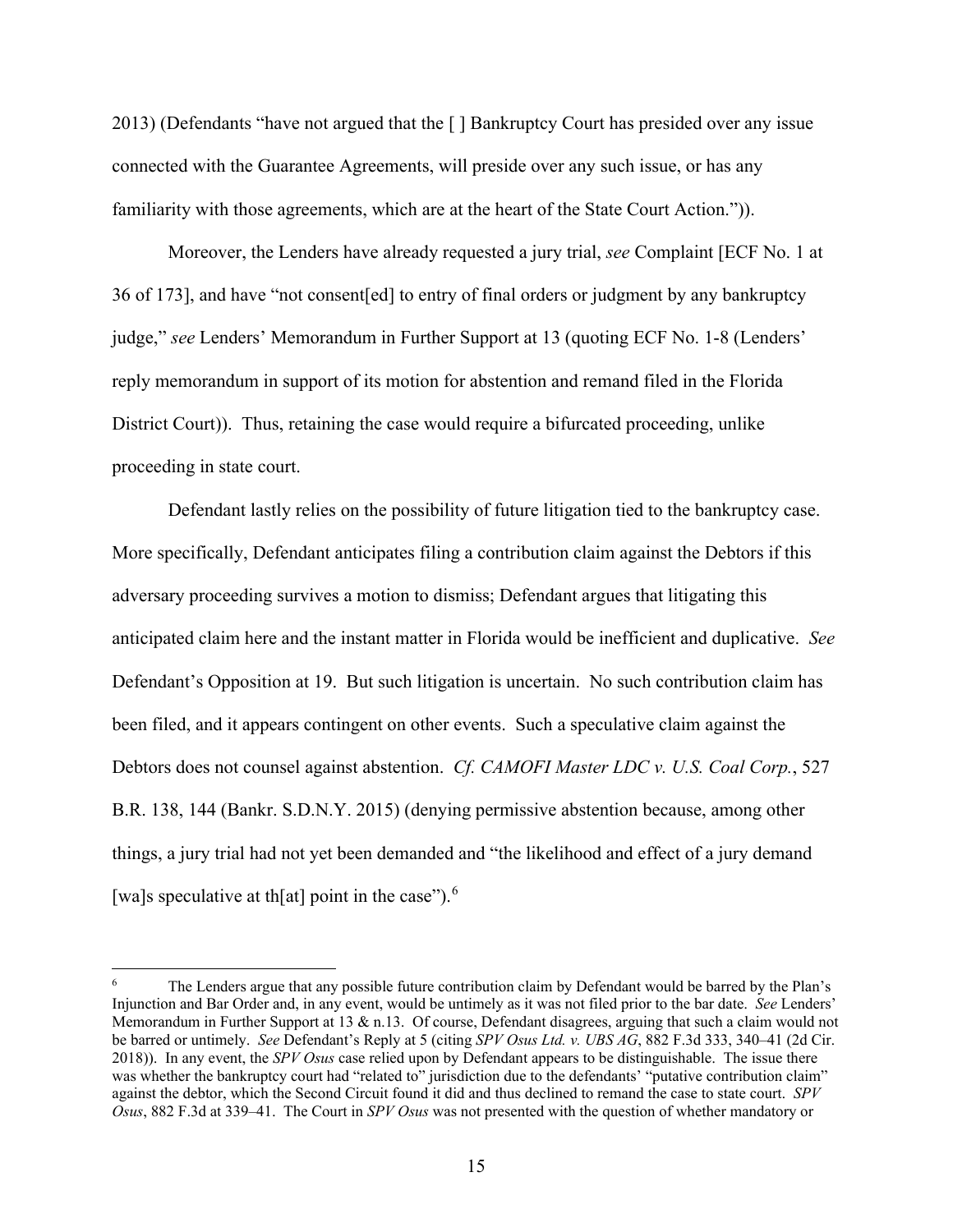2013) (Defendants "have not argued that the [ ] Bankruptcy Court has presided over any issue connected with the Guarantee Agreements, will preside over any such issue, or has any familiarity with those agreements, which are at the heart of the State Court Action.")).

Moreover, the Lenders have already requested a jury trial, *see* Complaint [ECF No. 1 at 36 of 173], and have "not consent[ed] to entry of final orders or judgment by any bankruptcy judge," *see* Lenders' Memorandum in Further Support at 13 (quoting ECF No. 1-8 (Lenders' reply memorandum in support of its motion for abstention and remand filed in the Florida District Court)). Thus, retaining the case would require a bifurcated proceeding, unlike proceeding in state court.

Defendant lastly relies on the possibility of future litigation tied to the bankruptcy case. More specifically, Defendant anticipates filing a contribution claim against the Debtors if this adversary proceeding survives a motion to dismiss; Defendant argues that litigating this anticipated claim here and the instant matter in Florida would be inefficient and duplicative. *See* Defendant's Opposition at 19. But such litigation is uncertain. No such contribution claim has been filed, and it appears contingent on other events. Such a speculative claim against the Debtors does not counsel against abstention. *Cf. CAMOFI Master LDC v. U.S. Coal Corp.*, 527 B.R. 138, 144 (Bankr. S.D.N.Y. 2015) (denying permissive abstention because, among other things, a jury trial had not yet been demanded and "the likelihood and effect of a jury demand [wa]s speculative at th[at] point in the case").[6]

[6] The Lenders argue that any possible future contribution claim by Defendant would be barred by the Plan's Injunction and Bar Order and, in any event, would be untimely as it was not filed prior to the bar date. *See* Lenders' Memorandum in Further Support at 13 & n.13. Of course, Defendant disagrees, arguing that such a claim would not be barred or untimely. *See* Defendant's Reply at 5 (citing *SPV Osus Ltd. v. UBS AG*, 882 F.3d 333, 340–41 (2d Cir. 2018)). In any event, the *SPV Osus* case relied upon by Defendant appears to be distinguishable. The issue there was whether the bankruptcy court had "related to" jurisdiction due to the defendants' "putative contribution claim" against the debtor, which the Second Circuit found it did and thus declined to remand the case to state court. *SPV Osus*, 882 F.3d at 339–41. The Court in *SPV Osus* was not presented with the question of whether mandatory or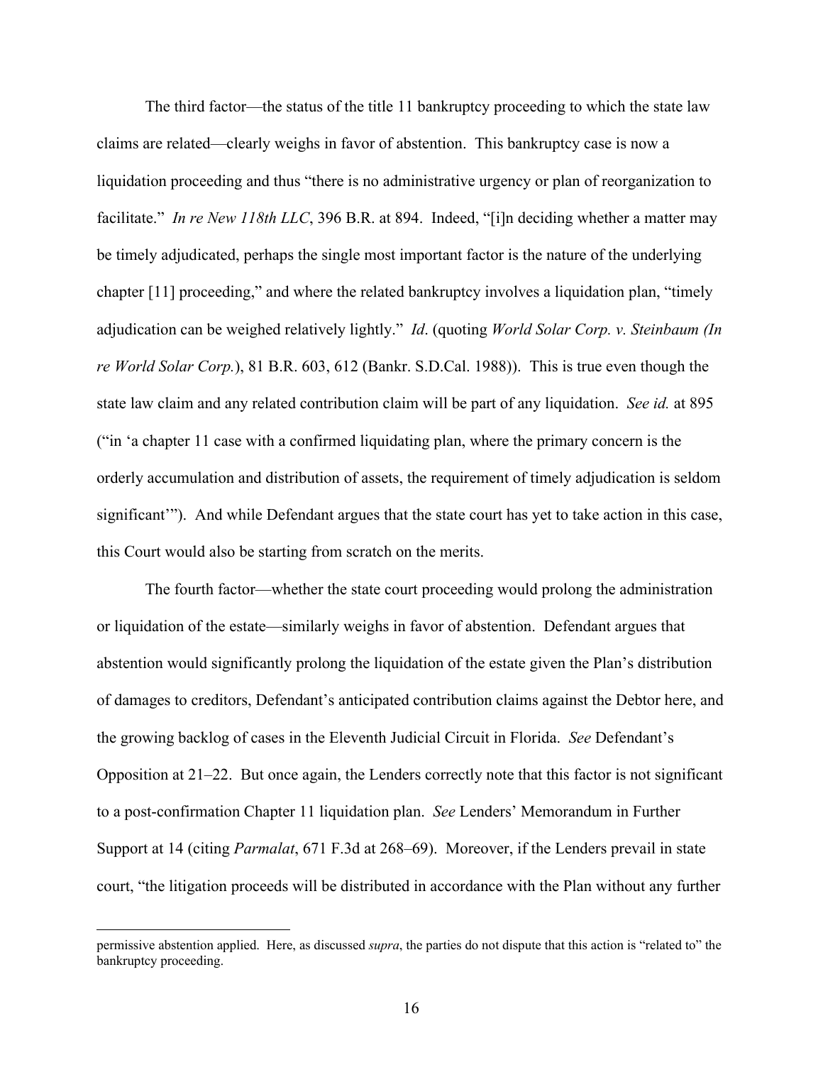The third factor—the status of the title 11 bankruptcy proceeding to which the state law claims are related—clearly weighs in favor of abstention. This bankruptcy case is now a liquidation proceeding and thus "there is no administrative urgency or plan of reorganization to facilitate." *In re New 118th LLC*, 396 B.R. at 894. Indeed, "[i]n deciding whether a matter may be timely adjudicated, perhaps the single most important factor is the nature of the underlying chapter [11] proceeding," and where the related bankruptcy involves a liquidation plan, "timely adjudication can be weighed relatively lightly." *Id*. (quoting *World Solar Corp. v. Steinbaum (In re World Solar Corp.*), 81 B.R. 603, 612 (Bankr. S.D.Cal. 1988)). This is true even though the state law claim and any related contribution claim will be part of any liquidation. *See id.* at 895 ("in 'a chapter 11 case with a confirmed liquidating plan, where the primary concern is the orderly accumulation and distribution of assets, the requirement of timely adjudication is seldom significant'"). And while Defendant argues that the state court has yet to take action in this case, this Court would also be starting from scratch on the merits.

The fourth factor—whether the state court proceeding would prolong the administration or liquidation of the estate—similarly weighs in favor of abstention. Defendant argues that abstention would significantly prolong the liquidation of the estate given the Plan's distribution of damages to creditors, Defendant's anticipated contribution claims against the Debtor here, and the growing backlog of cases in the Eleventh Judicial Circuit in Florida. *See* Defendant's Opposition at 21–22. But once again, the Lenders correctly note that this factor is not significant to a post-confirmation Chapter 11 liquidation plan. *See* Lenders' Memorandum in Further Support at 14 (citing *Parmalat*, 671 F.3d at 268–69). Moreover, if the Lenders prevail in state court, "the litigation proceeds will be distributed in accordance with the Plan without any further

---

permissive abstention applied. Here, as discussed *supra*, the parties do not dispute that this action is "related to" the bankruptcy proceeding.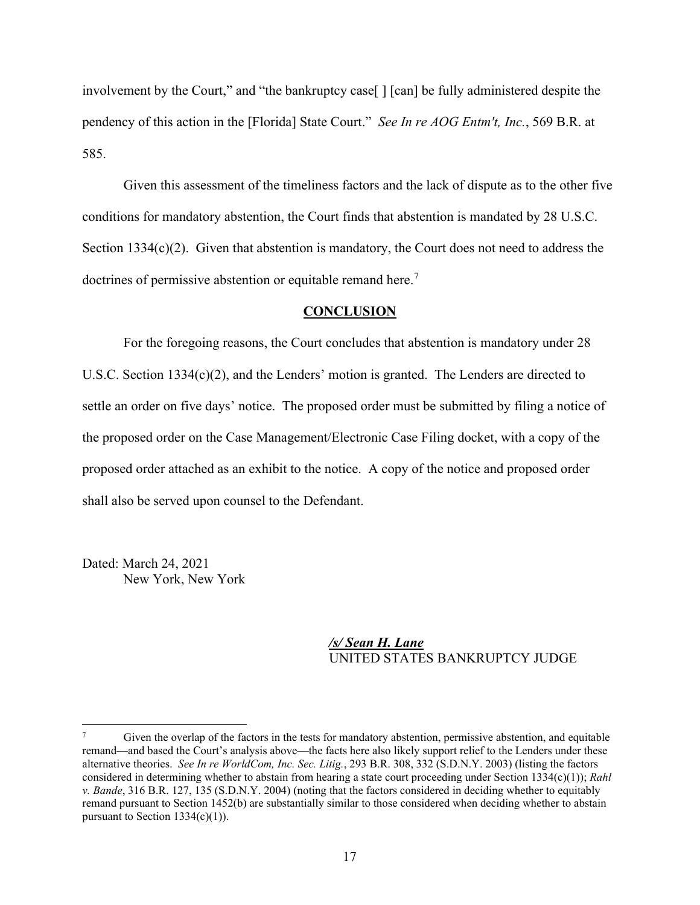involvement by the Court," and "the bankruptcy case[ ] [can] be fully administered despite the pendency of this action in the [Florida] State Court." *See In re AOG Entm't, Inc.*, 569 B.R. at 585.

Given this assessment of the timeliness factors and the lack of dispute as to the other five conditions for mandatory abstention, the Court finds that abstention is mandated by 28 U.S.C. Section 1334(c)(2). Given that abstention is mandatory, the Court does not need to address the doctrines of permissive abstention or equitable remand here.[7]

## **CONCLUSION**

For the foregoing reasons, the Court concludes that abstention is mandatory under 28 U.S.C. Section 1334(c)(2), and the Lenders' motion is granted. The Lenders are directed to settle an order on five days' notice. The proposed order must be submitted by filing a notice of the proposed order on the Case Management/Electronic Case Filing docket, with a copy of the proposed order attached as an exhibit to the notice. A copy of the notice and proposed order shall also be served upon counsel to the Defendant.

Dated: March 24, 2021
New York, New York

***/s/ Sean H. Lane***
UNITED STATES BANKRUPTCY JUDGE

---

[7] Given the overlap of the factors in the tests for mandatory abstention, permissive abstention, and equitable remand—and based the Court's analysis above—the facts here also likely support relief to the Lenders under these alternative theories. *See In re WorldCom, Inc. Sec. Litig.*, 293 B.R. 308, 332 (S.D.N.Y. 2003) (listing the factors considered in determining whether to abstain from hearing a state court proceeding under Section 1334(c)(1)); *Rahl v. Bande*, 316 B.R. 127, 135 (S.D.N.Y. 2004) (noting that the factors considered in deciding whether to equitably remand pursuant to Section 1452(b) are substantially similar to those considered when deciding whether to abstain pursuant to Section 1334(c)(1)).